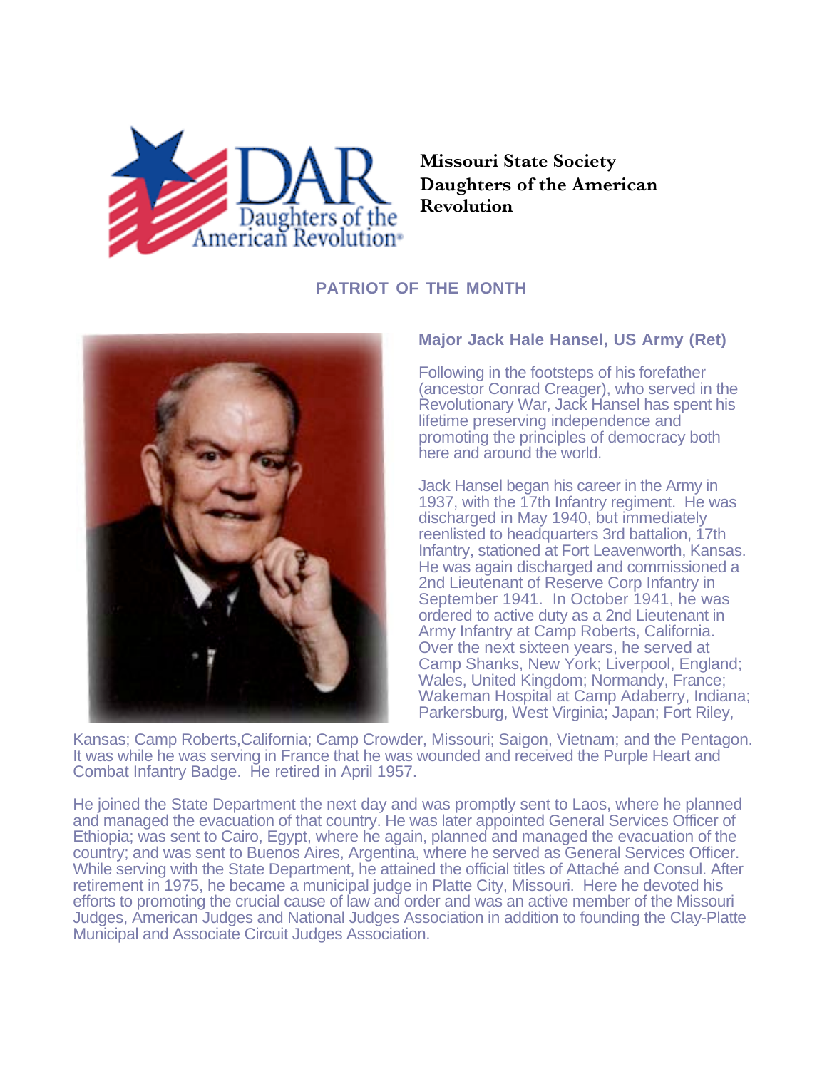**Missouri State Society Daughters of the American Revolution**

## PATRIOT OF THE MONTH

### Major Jack Hale Hansel, US Army (Ret)

Following in the footsteps of his forefather (ancestor Conrad Creager), who served in the Revolutionary War, Jack Hansel has spent his lifetime preserving independence and promoting the principles of democracy both here and around the world.

Jack Hansel began his career in the Army in 1937, with the 17th Infantry regiment. He was discharged in May 1940, but immediately reenlisted to headquarters 3rd battalion, 17th Infantry, stationed at Fort Leavenworth, Kansas. He was again discharged and commissioned a 2nd Lieutenant of Reserve Corp Infantry in September 1941. In October 1941, he was ordered to active duty as a 2nd Lieutenant in Army Infantry at Camp Roberts, California. Over the next sixteen years, he served at Camp Shanks, New York; Liverpool, England; Wales, United Kingdom; Normandy, France; Wakeman Hospital at Camp Adaberry, Indiana; Parkersburg, West Virginia; Japan; Fort Riley, Kansas; Camp Roberts,California; Camp Crowder, Missouri; Saigon, Vietnam; and the Pentagon. It was while he was serving in France that he was wounded and received the Purple Heart and Combat Infantry Badge. He retired in April 1957.

He joined the State Department the next day and was promptly sent to Laos, where he planned and managed the evacuation of that country. He was later appointed General Services Officer of Ethiopia; was sent to Cairo, Egypt, where he again, planned and managed the evacuation of the country; and was sent to Buenos Aires, Argentina, where he served as General Services Officer. While serving with the State Department, he attained the official titles of Attaché and Consul. After retirement in 1975, he became a municipal judge in Platte City, Missouri. Here he devoted his efforts to promoting the crucial cause of law and order and was an active member of the Missouri Judges, American Judges and National Judges Association in addition to founding the Clay-Platte Municipal and Associate Circuit Judges Association.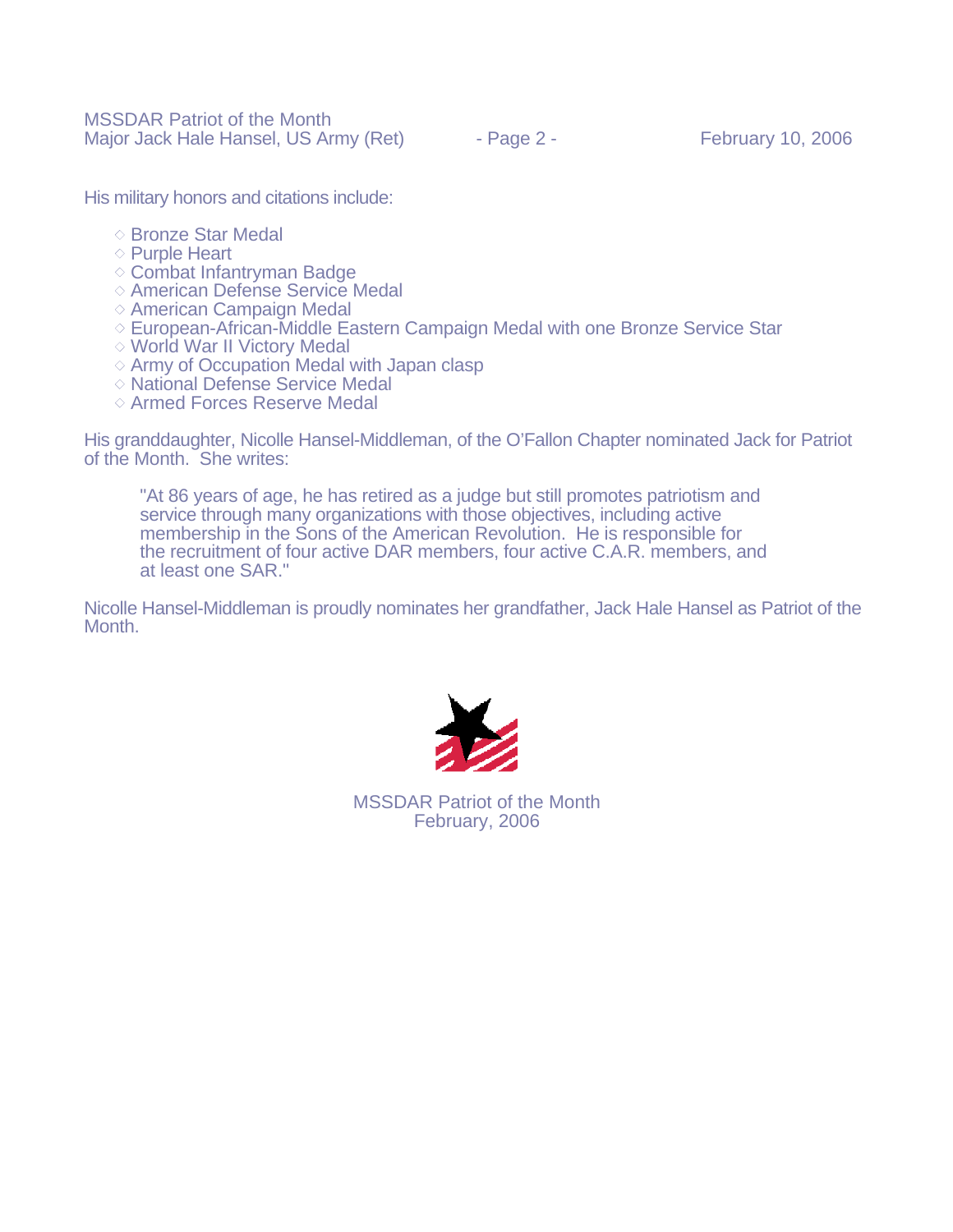His military honors and citations include:

- Bronze Star Medal
- Purple Heart
- Combat Infantryman Badge
- American Defense Service Medal
- American Campaign Medal
- European-African-Middle Eastern Campaign Medal with one Bronze Service Star
- World War II Victory Medal
- Army of Occupation Medal with Japan clasp
- National Defense Service Medal
- Armed Forces Reserve Medal

His granddaughter, Nicolle Hansel-Middleman, of the O'Fallon Chapter nominated Jack for Patriot of the Month. She writes:

> "At 86 years of age, he has retired as a judge but still promotes patriotism and service through many organizations with those objectives, including active membership in the Sons of the American Revolution. He is responsible for the recruitment of four active DAR members, four active C.A.R. members, and at least one SAR."

Nicolle Hansel-Middleman is proudly nominates her grandfather, Jack Hale Hansel as Patriot of the Month.

MSSDAR Patriot of the Month
February, 2006